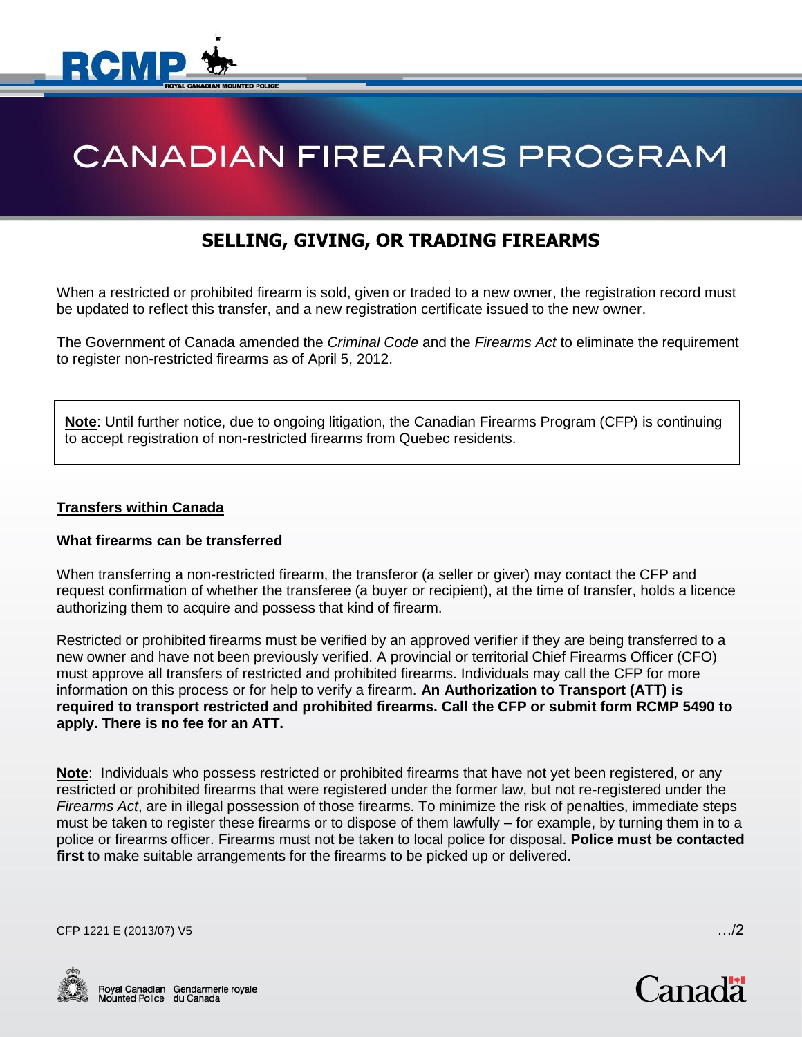# CANADIAN FIREARMS PROGRAM

## SELLING, GIVING, OR TRADING FIREARMS

When a restricted or prohibited firearm is sold, given or traded to a new owner, the registration record must be updated to reflect this transfer, and a new registration certificate issued to the new owner.

The Government of Canada amended the *Criminal Code* and the *Firearms Act* to eliminate the requirement to register non-restricted firearms as of April 5, 2012.

> **Note**: Until further notice, due to ongoing litigation, the Canadian Firearms Program (CFP) is continuing to accept registration of non-restricted firearms from Quebec residents.

### Transfers within Canada

#### What firearms can be transferred

When transferring a non-restricted firearm, the transferor (a seller or giver) may contact the CFP and request confirmation of whether the transferee (a buyer or recipient), at the time of transfer, holds a licence authorizing them to acquire and possess that kind of firearm.

Restricted or prohibited firearms must be verified by an approved verifier if they are being transferred to a new owner and have not been previously verified. A provincial or territorial Chief Firearms Officer (CFO) must approve all transfers of restricted and prohibited firearms. Individuals may call the CFP for more information on this process or for help to verify a firearm. **An Authorization to Transport (ATT) is required to transport restricted and prohibited firearms. Call the CFP or submit form RCMP 5490 to apply. There is no fee for an ATT.**

**Note**: Individuals who possess restricted or prohibited firearms that have not yet been registered, or any restricted or prohibited firearms that were registered under the former law, but not re-registered under the *Firearms Act*, are in illegal possession of those firearms. To minimize the risk of penalties, immediate steps must be taken to register these firearms or to dispose of them lawfully – for example, by turning them in to a police or firearms officer. Firearms must not be taken to local police for disposal. **Police must be contacted first** to make suitable arrangements for the firearms to be picked up or delivered.

CFP 1221 E (2013/07) V5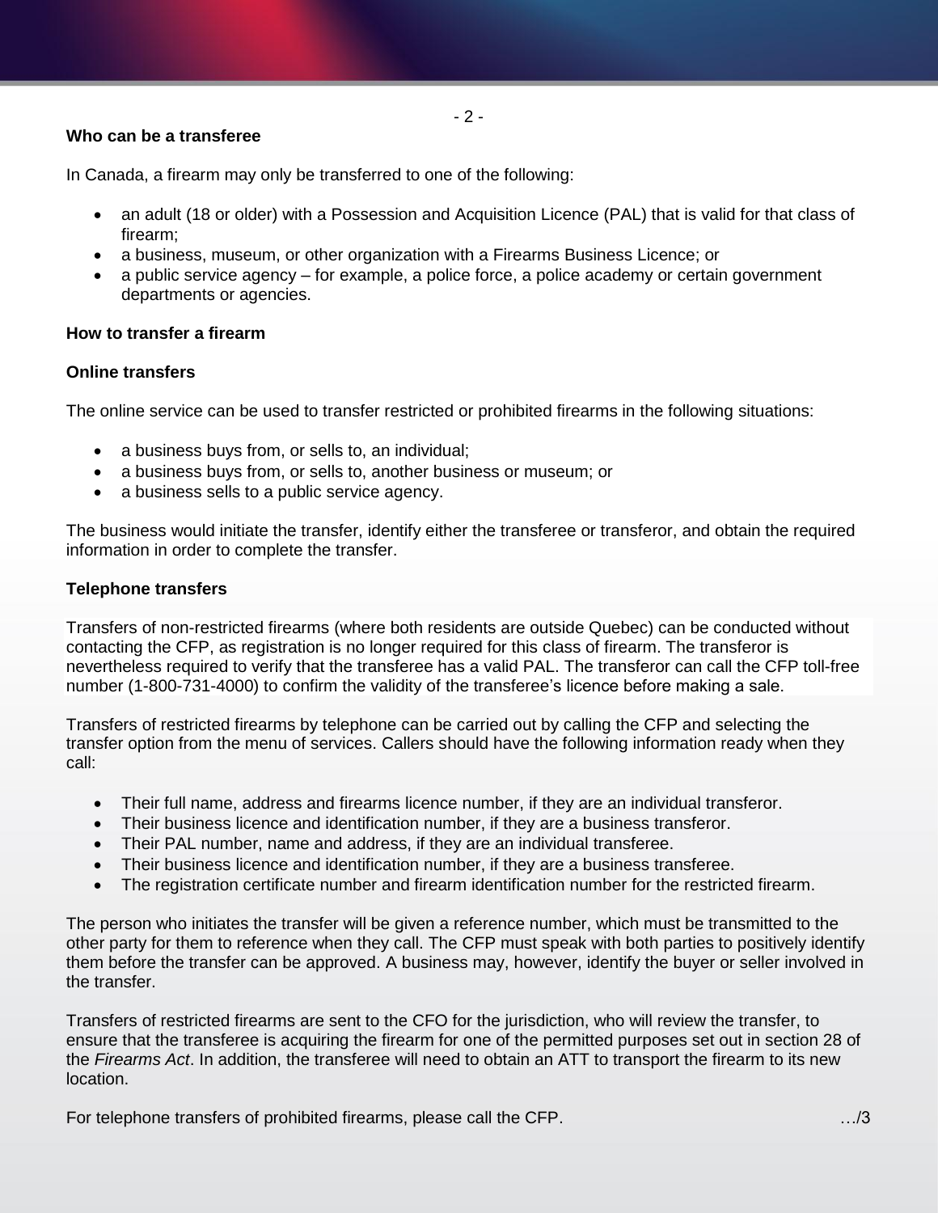**Who can be a transferee**

In Canada, a firearm may only be transferred to one of the following:

- an adult (18 or older) with a Possession and Acquisition Licence (PAL) that is valid for that class of firearm;
- a business, museum, or other organization with a Firearms Business Licence; or
- a public service agency – for example, a police force, a police academy or certain government departments or agencies.

**How to transfer a firearm**

**Online transfers**

The online service can be used to transfer restricted or prohibited firearms in the following situations:

- a business buys from, or sells to, an individual;
- a business buys from, or sells to, another business or museum; or
- a business sells to a public service agency.

The business would initiate the transfer, identify either the transferee or transferor, and obtain the required information in order to complete the transfer.

**Telephone transfers**

Transfers of non-restricted firearms (where both residents are outside Quebec) can be conducted without contacting the CFP, as registration is no longer required for this class of firearm. The transferor is nevertheless required to verify that the transferee has a valid PAL. The transferor can call the CFP toll-free number (1-800-731-4000) to confirm the validity of the transferee's licence before making a sale.

Transfers of restricted firearms by telephone can be carried out by calling the CFP and selecting the transfer option from the menu of services. Callers should have the following information ready when they call:

- Their full name, address and firearms licence number, if they are an individual transferor.
- Their business licence and identification number, if they are a business transferor.
- Their PAL number, name and address, if they are an individual transferee.
- Their business licence and identification number, if they are a business transferee.
- The registration certificate number and firearm identification number for the restricted firearm.

The person who initiates the transfer will be given a reference number, which must be transmitted to the other party for them to reference when they call. The CFP must speak with both parties to positively identify them before the transfer can be approved. A business may, however, identify the buyer or seller involved in the transfer.

Transfers of restricted firearms are sent to the CFO for the jurisdiction, who will review the transfer, to ensure that the transferee is acquiring the firearm for one of the permitted purposes set out in section 28 of the *Firearms Act*. In addition, the transferee will need to obtain an ATT to transport the firearm to its new location.

For telephone transfers of prohibited firearms, please call the CFP.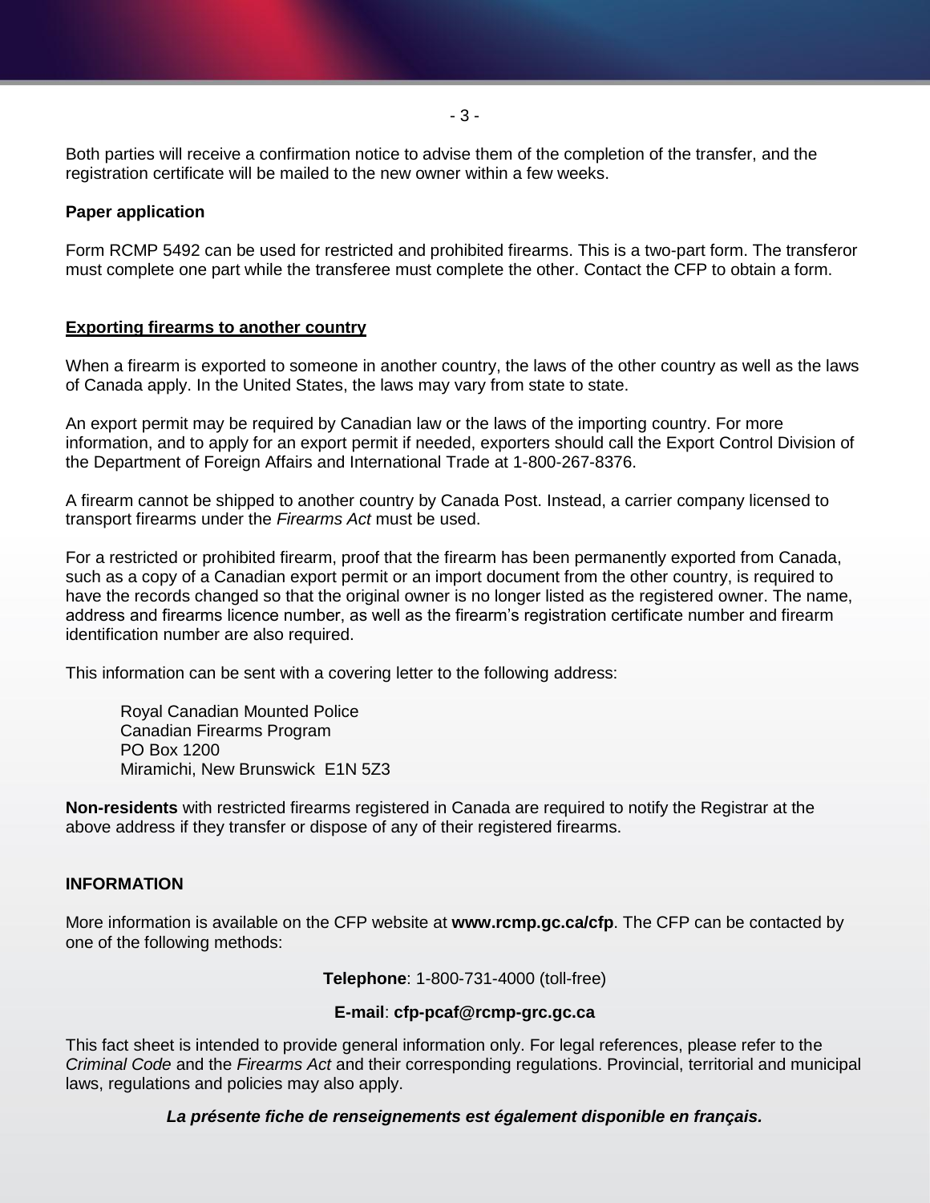Both parties will receive a confirmation notice to advise them of the completion of the transfer, and the registration certificate will be mailed to the new owner within a few weeks.

**Paper application**

Form RCMP 5492 can be used for restricted and prohibited firearms. This is a two-part form. The transferor must complete one part while the transferee must complete the other. Contact the CFP to obtain a form.

## Exporting firearms to another country

When a firearm is exported to someone in another country, the laws of the other country as well as the laws of Canada apply. In the United States, the laws may vary from state to state.

An export permit may be required by Canadian law or the laws of the importing country. For more information, and to apply for an export permit if needed, exporters should call the Export Control Division of the Department of Foreign Affairs and International Trade at 1-800-267-8376.

A firearm cannot be shipped to another country by Canada Post. Instead, a carrier company licensed to transport firearms under the *Firearms Act* must be used.

For a restricted or prohibited firearm, proof that the firearm has been permanently exported from Canada, such as a copy of a Canadian export permit or an import document from the other country, is required to have the records changed so that the original owner is no longer listed as the registered owner. The name, address and firearms licence number, as well as the firearm's registration certificate number and firearm identification number are also required.

This information can be sent with a covering letter to the following address:

Royal Canadian Mounted Police
Canadian Firearms Program
PO Box 1200
Miramichi, New Brunswick E1N 5Z3

**Non-residents** with restricted firearms registered in Canada are required to notify the Registrar at the above address if they transfer or dispose of any of their registered firearms.

## INFORMATION

More information is available on the CFP website at **www.rcmp.gc.ca/cfp**. The CFP can be contacted by one of the following methods:

**Telephone**: 1-800-731-4000 (toll-free)

**E-mail**: **cfp-pcaf@rcmp-grc.gc.ca**

This fact sheet is intended to provide general information only. For legal references, please refer to the *Criminal Code* and the *Firearms Act* and their corresponding regulations. Provincial, territorial and municipal laws, regulations and policies may also apply.

***La présente fiche de renseignements est également disponible en français.***